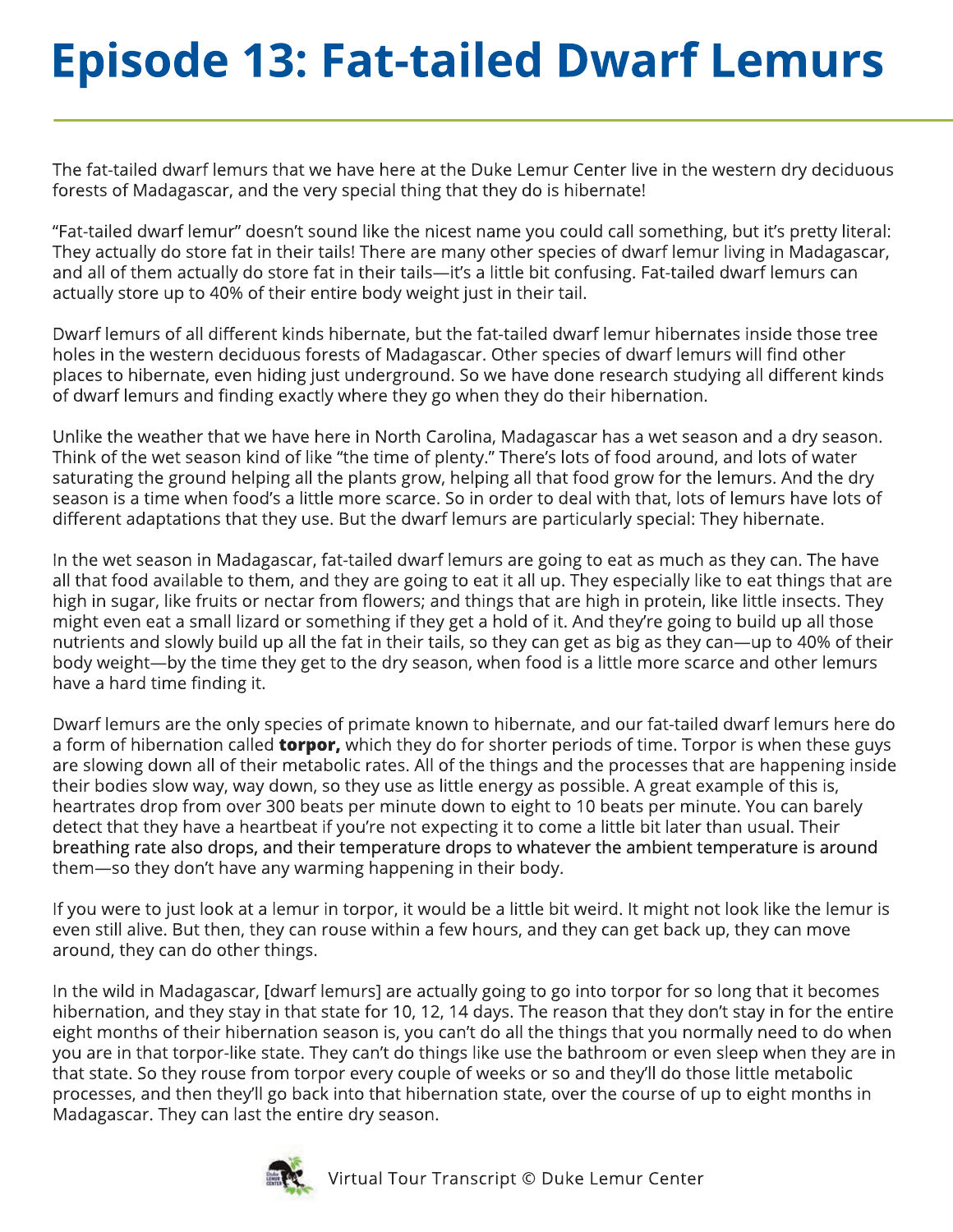# Episode 13: Fat-tailed Dwarf Lemurs

The fat-tailed dwarf lemurs that we have here at the Duke Lemur Center live in the western dry deciduous forests of Madagascar, and the very special thing that they do is hibernate!

"Fat-tailed dwarf lemur" doesn't sound like the nicest name you could call something, but it's pretty literal: They actually do store fat in their tails! There are many other species of dwarf lemur living in Madagascar, and all of them actually do store fat in their tails—it's a little bit confusing. Fat-tailed dwarf lemurs can actually store up to 40% of their entire body weight just in their tail.

Dwarf lemurs of all different kinds hibernate, but the fat-tailed dwarf lemur hibernates inside those tree holes in the western deciduous forests of Madagascar. Other species of dwarf lemurs will find other places to hibernate, even hiding just underground. So we have done research studying all different kinds of dwarf lemurs and finding exactly where they go when they do their hibernation.

Unlike the weather that we have here in North Carolina, Madagascar has a wet season and a dry season. Think of the wet season kind of like "the time of plenty." There's lots of food around, and lots of water saturating the ground helping all the plants grow, helping all that food grow for the lemurs. And the dry season is a time when food's a little more scarce. So in order to deal with that, lots of lemurs have lots of different adaptations that they use. But the dwarf lemurs are particularly special: They hibernate.

In the wet season in Madagascar, fat-tailed dwarf lemurs are going to eat as much as they can. The have all that food available to them, and they are going to eat it all up. They especially like to eat things that are high in sugar, like fruits or nectar from flowers; and things that are high in protein, like little insects. They might even eat a small lizard or something if they get a hold of it. And they're going to build up all those nutrients and slowly build up all the fat in their tails, so they can get as big as they can—up to 40% of their body weight—by the time they get to the dry season, when food is a little more scarce and other lemurs have a hard time finding it.

Dwarf lemurs are the only species of primate known to hibernate, and our fat-tailed dwarf lemurs here do a form of hibernation called **torpor,** which they do for shorter periods of time. Torpor is when these guys are slowing down all of their metabolic rates. All of the things and the processes that are happening inside their bodies slow way, way down, so they use as little energy as possible. A great example of this is, heartrates drop from over 300 beats per minute down to eight to 10 beats per minute. You can barely detect that they have a heartbeat if you're not expecting it to come a little bit later than usual. Their breathing rate also drops, and their temperature drops to whatever the ambient temperature is around them—so they don't have any warming happening in their body.

If you were to just look at a lemur in torpor, it would be a little bit weird. It might not look like the lemur is even still alive. But then, they can rouse within a few hours, and they can get back up, they can move around, they can do other things.

In the wild in Madagascar, [dwarf lemurs] are actually going to go into torpor for so long that it becomes hibernation, and they stay in that state for 10, 12, 14 days. The reason that they don't stay in for the entire eight months of their hibernation season is, you can't do all the things that you normally need to do when you are in that torpor-like state. They can't do things like use the bathroom or even sleep when they are in that state. So they rouse from torpor every couple of weeks or so and they'll do those little metabolic processes, and then they'll go back into that hibernation state, over the course of up to eight months in Madagascar. They can last the entire dry season.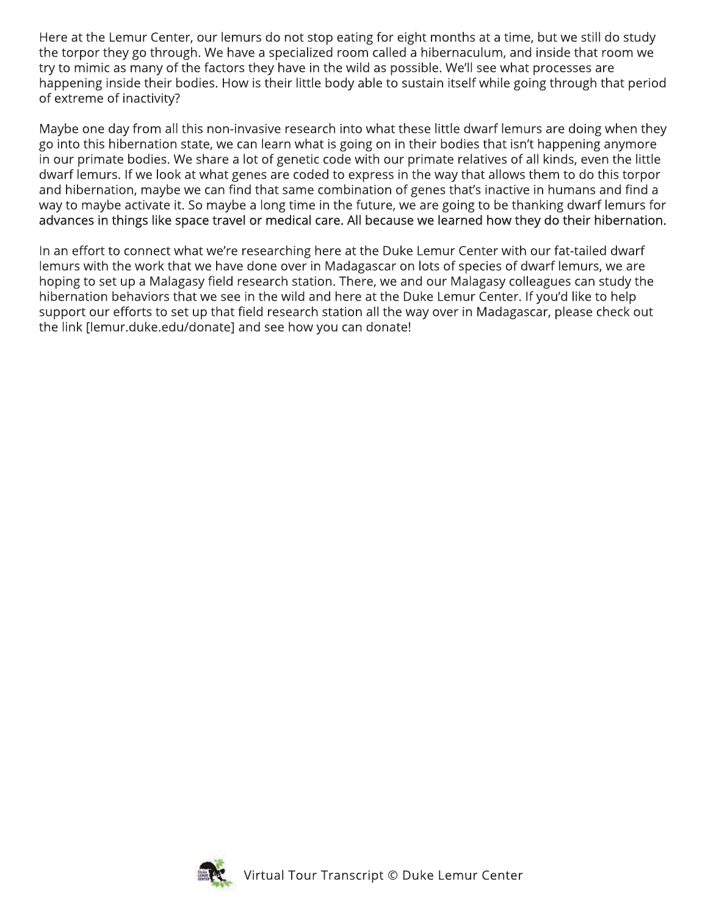Here at the Lemur Center, our lemurs do not stop eating for eight months at a time, but we still do study the torpor they go through. We have a specialized room called a hibernaculum, and inside that room we try to mimic as many of the factors they have in the wild as possible. We'll see what processes are happening inside their bodies. How is their little body able to sustain itself while going through that period of extreme of inactivity?

Maybe one day from all this non-invasive research into what these little dwarf lemurs are doing when they go into this hibernation state, we can learn what is going on in their bodies that isn't happening anymore in our primate bodies. We share a lot of genetic code with our primate relatives of all kinds, even the little dwarf lemurs. If we look at what genes are coded to express in the way that allows them to do this torpor and hibernation, maybe we can find that same combination of genes that's inactive in humans and find a way to maybe activate it. So maybe a long time in the future, we are going to be thanking dwarf lemurs for advances in things like space travel or medical care. All because we learned how they do their hibernation.

In an effort to connect what we're researching here at the Duke Lemur Center with our fat-tailed dwarf lemurs with the work that we have done over in Madagascar on lots of species of dwarf lemurs, we are hoping to set up a Malagasy field research station. There, we and our Malagasy colleagues can study the hibernation behaviors that we see in the wild and here at the Duke Lemur Center. If you'd like to help support our efforts to set up that field research station all the way over in Madagascar, please check out the link [lemur.duke.edu/donate] and see how you can donate!